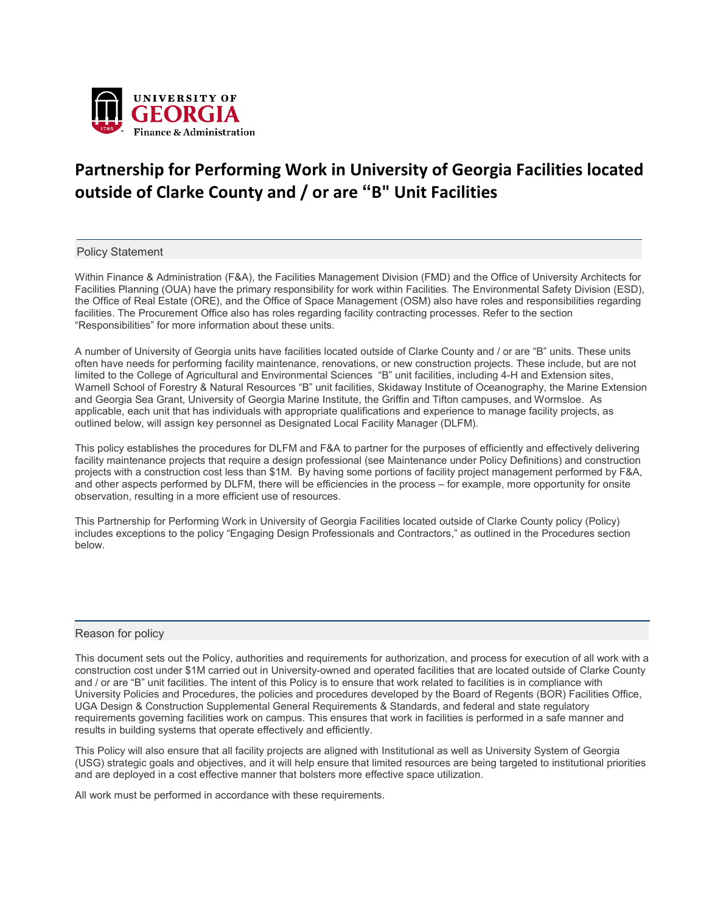UNIVERSITY OF GEORGIA
Finance & Administration

# Partnership for Performing Work in University of Georgia Facilities located outside of Clarke County and / or are “B" Unit Facilities

## Policy Statement

Within Finance & Administration (F&A), the Facilities Management Division (FMD) and the Office of University Architects for Facilities Planning (OUA) have the primary responsibility for work within Facilities. The Environmental Safety Division (ESD), the Office of Real Estate (ORE), and the Office of Space Management (OSM) also have roles and responsibilities regarding facilities. The Procurement Office also has roles regarding facility contracting processes. Refer to the section “Responsibilities” for more information about these units.

A number of University of Georgia units have facilities located outside of Clarke County and / or are “B” units. These units often have needs for performing facility maintenance, renovations, or new construction projects. These include, but are not limited to the College of Agricultural and Environmental Sciences “B” unit facilities, including 4-H and Extension sites, Warnell School of Forestry & Natural Resources “B” unit facilities, Skidaway Institute of Oceanography, the Marine Extension and Georgia Sea Grant, University of Georgia Marine Institute, the Griffin and Tifton campuses, and Wormsloe. As applicable, each unit that has individuals with appropriate qualifications and experience to manage facility projects, as outlined below, will assign key personnel as Designated Local Facility Manager (DLFM).

This policy establishes the procedures for DLFM and F&A to partner for the purposes of efficiently and effectively delivering facility maintenance projects that require a design professional (see Maintenance under Policy Definitions) and construction projects with a construction cost less than $1M. By having some portions of facility project management performed by F&A, and other aspects performed by DLFM, there will be efficiencies in the process – for example, more opportunity for onsite observation, resulting in a more efficient use of resources.

This Partnership for Performing Work in University of Georgia Facilities located outside of Clarke County policy (Policy) includes exceptions to the policy “Engaging Design Professionals and Contractors,” as outlined in the Procedures section below.

## Reason for policy

This document sets out the Policy, authorities and requirements for authorization, and process for execution of all work with a construction cost under $1M carried out in University-owned and operated facilities that are located outside of Clarke County and / or are “B” unit facilities. The intent of this Policy is to ensure that work related to facilities is in compliance with University Policies and Procedures, the policies and procedures developed by the Board of Regents (BOR) Facilities Office, UGA Design & Construction Supplemental General Requirements & Standards, and federal and state regulatory requirements governing facilities work on campus. This ensures that work in facilities is performed in a safe manner and results in building systems that operate effectively and efficiently.

This Policy will also ensure that all facility projects are aligned with Institutional as well as University System of Georgia (USG) strategic goals and objectives, and it will help ensure that limited resources are being targeted to institutional priorities and are deployed in a cost effective manner that bolsters more effective space utilization.

All work must be performed in accordance with these requirements.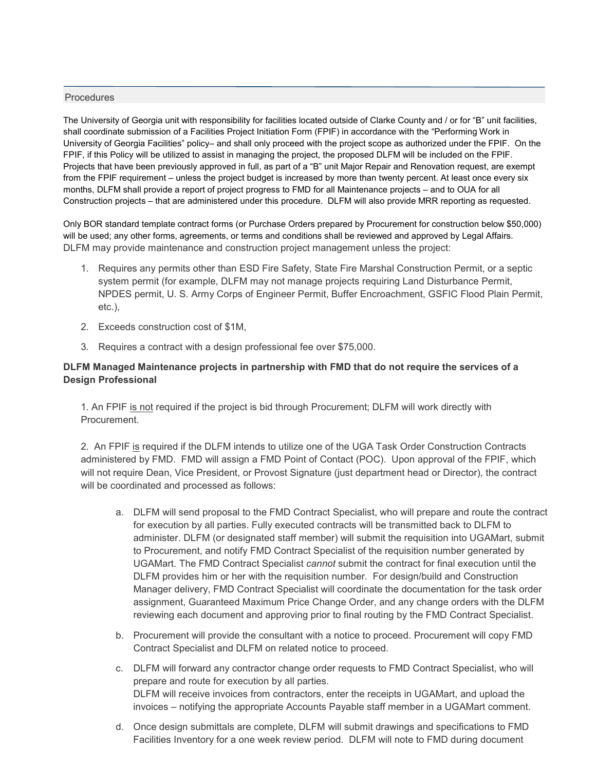## Procedures

The University of Georgia unit with responsibility for facilities located outside of Clarke County and / or for "B" unit facilities, shall coordinate submission of a Facilities Project Initiation Form (FPIF) in accordance with the "Performing Work in University of Georgia Facilities" policy– and shall only proceed with the project scope as authorized under the FPIF. On the FPIF, if this Policy will be utilized to assist in managing the project, the proposed DLFM will be included on the FPIF. Projects that have been previously approved in full, as part of a "B" unit Major Repair and Renovation request, are exempt from the FPIF requirement – unless the project budget is increased by more than twenty percent. At least once every six months, DLFM shall provide a report of project progress to FMD for all Maintenance projects – and to OUA for all Construction projects – that are administered under this procedure. DLFM will also provide MRR reporting as requested.

Only BOR standard template contract forms (or Purchase Orders prepared by Procurement for construction below $50,000) will be used; any other forms, agreements, or terms and conditions shall be reviewed and approved by Legal Affairs. DLFM may provide maintenance and construction project management unless the project:

1. Requires any permits other than ESD Fire Safety, State Fire Marshal Construction Permit, or a septic system permit (for example, DLFM may not manage projects requiring Land Disturbance Permit, NPDES permit, U. S. Army Corps of Engineer Permit, Buffer Encroachment, GSFIC Flood Plain Permit, etc.),
2. Exceeds construction cost of $1M,
3. Requires a contract with a design professional fee over $75,000.

**DLFM Managed Maintenance projects in partnership with FMD that do not require the services of a Design Professional**

1. An FPIF is not required if the project is bid through Procurement; DLFM will work directly with Procurement.

2. An FPIF is required if the DLFM intends to utilize one of the UGA Task Order Construction Contracts administered by FMD. FMD will assign a FMD Point of Contact (POC). Upon approval of the FPIF, which will not require Dean, Vice President, or Provost Signature (just department head or Director), the contract will be coordinated and processed as follows:

   a. DLFM will send proposal to the FMD Contract Specialist, who will prepare and route the contract for execution by all parties. Fully executed contracts will be transmitted back to DLFM to administer. DLFM (or designated staff member) will submit the requisition into UGAMart, submit to Procurement, and notify FMD Contract Specialist of the requisition number generated by UGAMart. The FMD Contract Specialist *cannot* submit the contract for final execution until the DLFM provides him or her with the requisition number. For design/build and Construction Manager delivery, FMD Contract Specialist will coordinate the documentation for the task order assignment, Guaranteed Maximum Price Change Order, and any change orders with the DLFM reviewing each document and approving prior to final routing by the FMD Contract Specialist.

   b. Procurement will provide the consultant with a notice to proceed. Procurement will copy FMD Contract Specialist and DLFM on related notice to proceed.

   c. DLFM will forward any contractor change order requests to FMD Contract Specialist, who will prepare and route for execution by all parties.
   DLFM will receive invoices from contractors, enter the receipts in UGAMart, and upload the invoices – notifying the appropriate Accounts Payable staff member in a UGAMart comment.

   d. Once design submittals are complete, DLFM will submit drawings and specifications to FMD Facilities Inventory for a one week review period. DLFM will note to FMD during document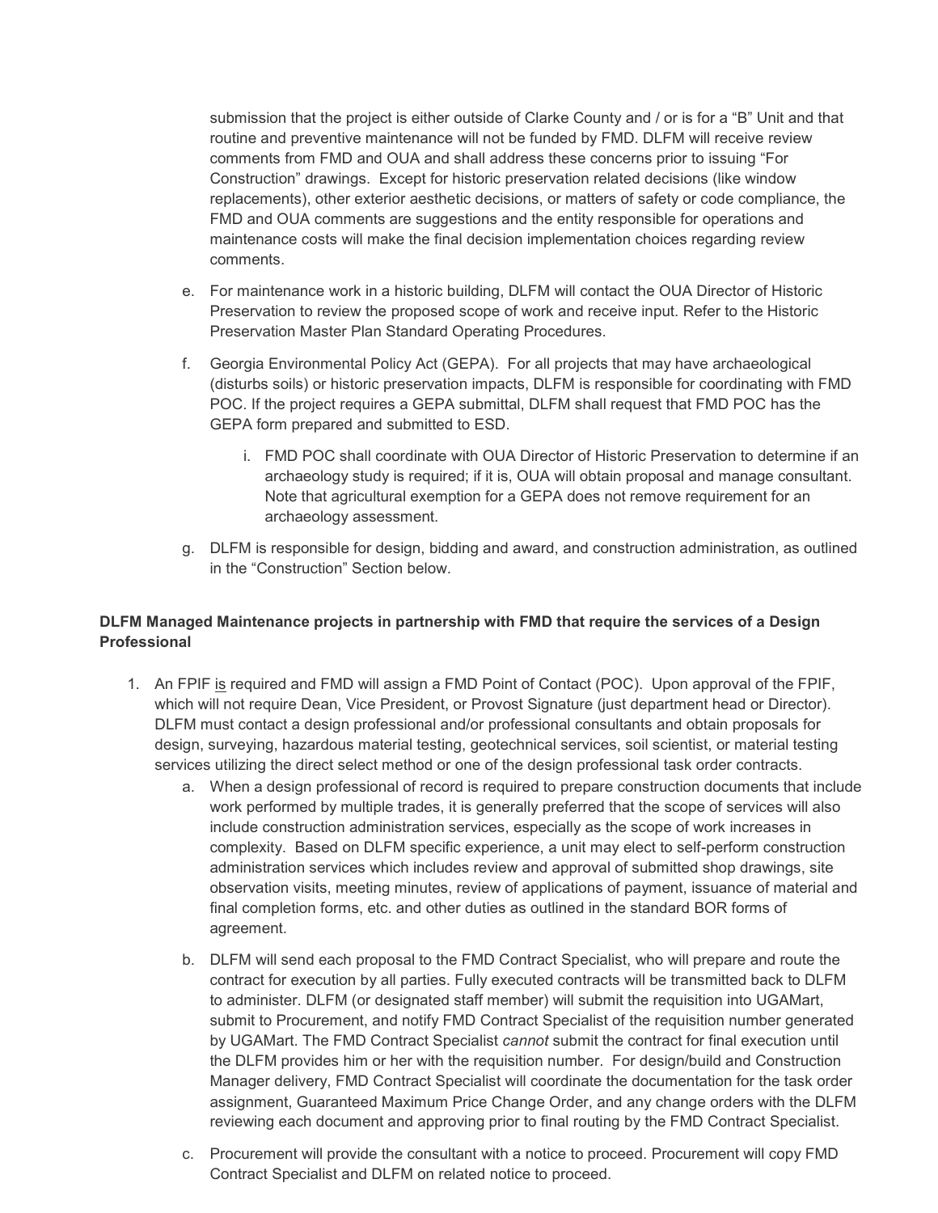submission that the project is either outside of Clarke County and / or is for a "B" Unit and that routine and preventive maintenance will not be funded by FMD. DLFM will receive review comments from FMD and OUA and shall address these concerns prior to issuing "For Construction" drawings. Except for historic preservation related decisions (like window replacements), other exterior aesthetic decisions, or matters of safety or code compliance, the FMD and OUA comments are suggestions and the entity responsible for operations and maintenance costs will make the final decision implementation choices regarding review comments.

e. For maintenance work in a historic building, DLFM will contact the OUA Director of Historic Preservation to review the proposed scope of work and receive input. Refer to the Historic Preservation Master Plan Standard Operating Procedures.

f. Georgia Environmental Policy Act (GEPA). For all projects that may have archaeological (disturbs soils) or historic preservation impacts, DLFM is responsible for coordinating with FMD POC. If the project requires a GEPA submittal, DLFM shall request that FMD POC has the GEPA form prepared and submitted to ESD.

   i. FMD POC shall coordinate with OUA Director of Historic Preservation to determine if an archaeology study is required; if it is, OUA will obtain proposal and manage consultant. Note that agricultural exemption for a GEPA does not remove requirement for an archaeology assessment.

g. DLFM is responsible for design, bidding and award, and construction administration, as outlined in the "Construction" Section below.

**DLFM Managed Maintenance projects in partnership with FMD that require the services of a Design Professional**

1. An FPIF is required and FMD will assign a FMD Point of Contact (POC). Upon approval of the FPIF, which will not require Dean, Vice President, or Provost Signature (just department head or Director). DLFM must contact a design professional and/or professional consultants and obtain proposals for design, surveying, hazardous material testing, geotechnical services, soil scientist, or material testing services utilizing the direct select method or one of the design professional task order contracts.

   a. When a design professional of record is required to prepare construction documents that include work performed by multiple trades, it is generally preferred that the scope of services will also include construction administration services, especially as the scope of work increases in complexity. Based on DLFM specific experience, a unit may elect to self-perform construction administration services which includes review and approval of submitted shop drawings, site observation visits, meeting minutes, review of applications of payment, issuance of material and final completion forms, etc. and other duties as outlined in the standard BOR forms of agreement.

   b. DLFM will send each proposal to the FMD Contract Specialist, who will prepare and route the contract for execution by all parties. Fully executed contracts will be transmitted back to DLFM to administer. DLFM (or designated staff member) will submit the requisition into UGAMart, submit to Procurement, and notify FMD Contract Specialist of the requisition number generated by UGAMart. The FMD Contract Specialist *cannot* submit the contract for final execution until the DLFM provides him or her with the requisition number. For design/build and Construction Manager delivery, FMD Contract Specialist will coordinate the documentation for the task order assignment, Guaranteed Maximum Price Change Order, and any change orders with the DLFM reviewing each document and approving prior to final routing by the FMD Contract Specialist.

   c. Procurement will provide the consultant with a notice to proceed. Procurement will copy FMD Contract Specialist and DLFM on related notice to proceed.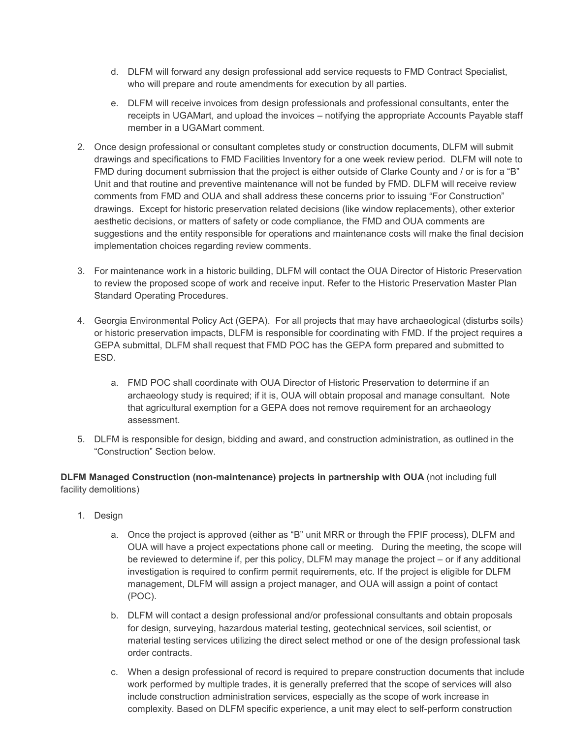d. DLFM will forward any design professional add service requests to FMD Contract Specialist, who will prepare and route amendments for execution by all parties.

   e. DLFM will receive invoices from design professionals and professional consultants, enter the receipts in UGAMart, and upload the invoices – notifying the appropriate Accounts Payable staff member in a UGAMart comment.

2. Once design professional or consultant completes study or construction documents, DLFM will submit drawings and specifications to FMD Facilities Inventory for a one week review period. DLFM will note to FMD during document submission that the project is either outside of Clarke County and / or is for a "B" Unit and that routine and preventive maintenance will not be funded by FMD. DLFM will receive review comments from FMD and OUA and shall address these concerns prior to issuing "For Construction" drawings. Except for historic preservation related decisions (like window replacements), other exterior aesthetic decisions, or matters of safety or code compliance, the FMD and OUA comments are suggestions and the entity responsible for operations and maintenance costs will make the final decision implementation choices regarding review comments.

3. For maintenance work in a historic building, DLFM will contact the OUA Director of Historic Preservation to review the proposed scope of work and receive input. Refer to the Historic Preservation Master Plan Standard Operating Procedures.

4. Georgia Environmental Policy Act (GEPA). For all projects that may have archaeological (disturbs soils) or historic preservation impacts, DLFM is responsible for coordinating with FMD. If the project requires a GEPA submittal, DLFM shall request that FMD POC has the GEPA form prepared and submitted to ESD.

   a. FMD POC shall coordinate with OUA Director of Historic Preservation to determine if an archaeology study is required; if it is, OUA will obtain proposal and manage consultant. Note that agricultural exemption for a GEPA does not remove requirement for an archaeology assessment.

5. DLFM is responsible for design, bidding and award, and construction administration, as outlined in the "Construction" Section below.

**DLFM Managed Construction (non-maintenance) projects in partnership with OUA** (not including full facility demolitions)

1. Design

   a. Once the project is approved (either as "B" unit MRR or through the FPIF process), DLFM and OUA will have a project expectations phone call or meeting. During the meeting, the scope will be reviewed to determine if, per this policy, DLFM may manage the project – or if any additional investigation is required to confirm permit requirements, etc. If the project is eligible for DLFM management, DLFM will assign a project manager, and OUA will assign a point of contact (POC).

   b. DLFM will contact a design professional and/or professional consultants and obtain proposals for design, surveying, hazardous material testing, geotechnical services, soil scientist, or material testing services utilizing the direct select method or one of the design professional task order contracts.

   c. When a design professional of record is required to prepare construction documents that include work performed by multiple trades, it is generally preferred that the scope of services will also include construction administration services, especially as the scope of work increase in complexity. Based on DLFM specific experience, a unit may elect to self-perform construction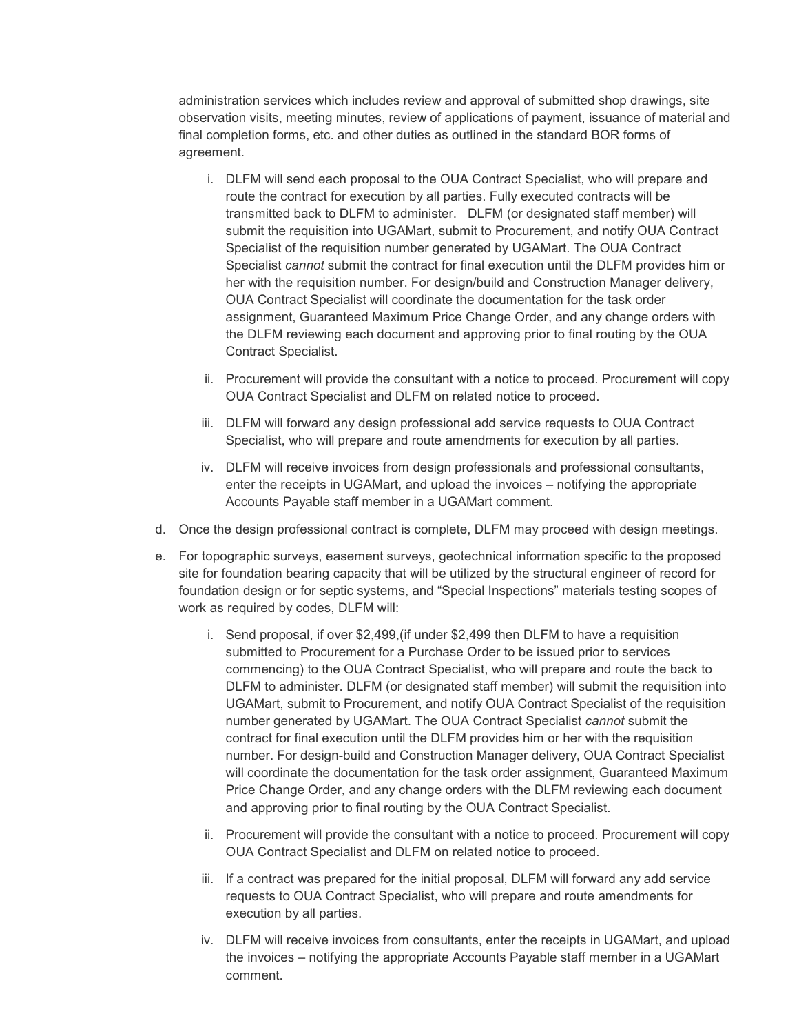administration services which includes review and approval of submitted shop drawings, site observation visits, meeting minutes, review of applications of payment, issuance of material and final completion forms, etc. and other duties as outlined in the standard BOR forms of agreement.

   i. DLFM will send each proposal to the OUA Contract Specialist, who will prepare and route the contract for execution by all parties. Fully executed contracts will be transmitted back to DLFM to administer. DLFM (or designated staff member) will submit the requisition into UGAMart, submit to Procurement, and notify OUA Contract Specialist of the requisition number generated by UGAMart. The OUA Contract Specialist *cannot* submit the contract for final execution until the DLFM provides him or her with the requisition number. For design/build and Construction Manager delivery, OUA Contract Specialist will coordinate the documentation for the task order assignment, Guaranteed Maximum Price Change Order, and any change orders with the DLFM reviewing each document and approving prior to final routing by the OUA Contract Specialist.

   ii. Procurement will provide the consultant with a notice to proceed. Procurement will copy OUA Contract Specialist and DLFM on related notice to proceed.

   iii. DLFM will forward any design professional add service requests to OUA Contract Specialist, who will prepare and route amendments for execution by all parties.

   iv. DLFM will receive invoices from design professionals and professional consultants, enter the receipts in UGAMart, and upload the invoices – notifying the appropriate Accounts Payable staff member in a UGAMart comment.

d. Once the design professional contract is complete, DLFM may proceed with design meetings.

e. For topographic surveys, easement surveys, geotechnical information specific to the proposed site for foundation bearing capacity that will be utilized by the structural engineer of record for foundation design or for septic systems, and "Special Inspections" materials testing scopes of work as required by codes, DLFM will:

   i. Send proposal, if over $2,499,(if under $2,499 then DLFM to have a requisition submitted to Procurement for a Purchase Order to be issued prior to services commencing) to the OUA Contract Specialist, who will prepare and route the back to DLFM to administer. DLFM (or designated staff member) will submit the requisition into UGAMart, submit to Procurement, and notify OUA Contract Specialist of the requisition number generated by UGAMart. The OUA Contract Specialist *cannot* submit the contract for final execution until the DLFM provides him or her with the requisition number. For design-build and Construction Manager delivery, OUA Contract Specialist will coordinate the documentation for the task order assignment, Guaranteed Maximum Price Change Order, and any change orders with the DLFM reviewing each document and approving prior to final routing by the OUA Contract Specialist.

   ii. Procurement will provide the consultant with a notice to proceed. Procurement will copy OUA Contract Specialist and DLFM on related notice to proceed.

   iii. If a contract was prepared for the initial proposal, DLFM will forward any add service requests to OUA Contract Specialist, who will prepare and route amendments for execution by all parties.

   iv. DLFM will receive invoices from consultants, enter the receipts in UGAMart, and upload the invoices – notifying the appropriate Accounts Payable staff member in a UGAMart comment.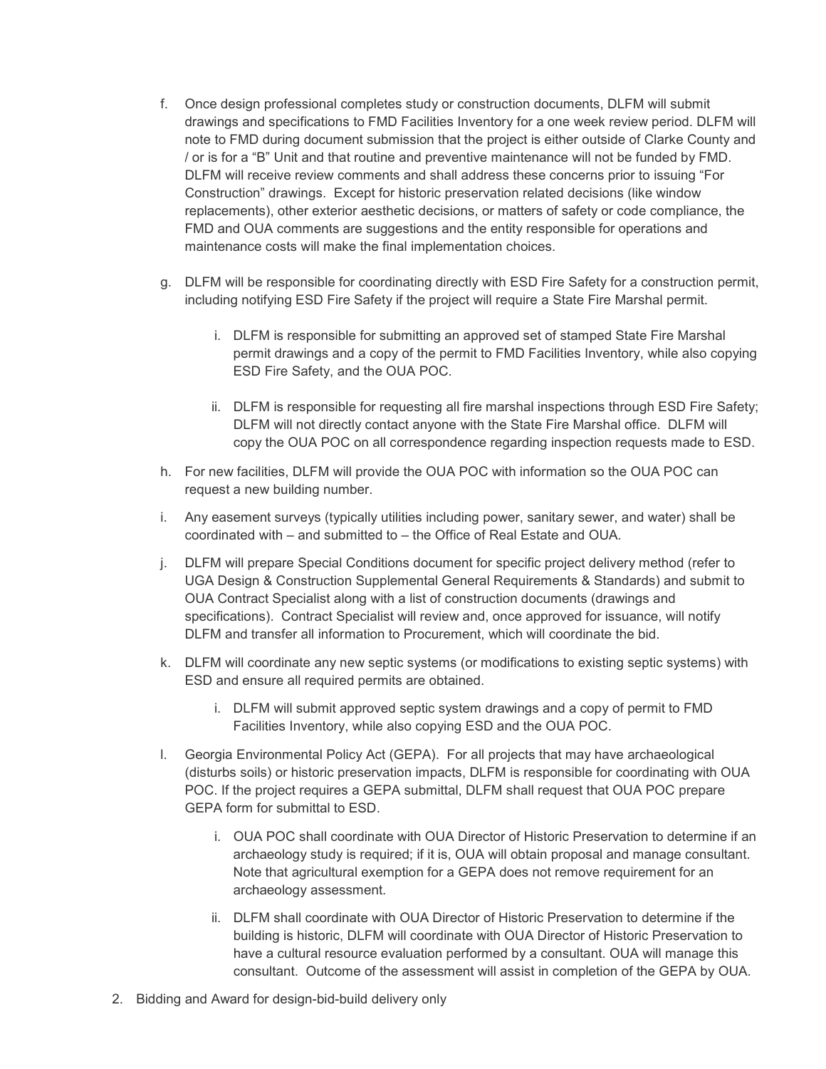f. Once design professional completes study or construction documents, DLFM will submit drawings and specifications to FMD Facilities Inventory for a one week review period. DLFM will note to FMD during document submission that the project is either outside of Clarke County and / or is for a "B" Unit and that routine and preventive maintenance will not be funded by FMD. DLFM will receive review comments and shall address these concerns prior to issuing "For Construction" drawings. Except for historic preservation related decisions (like window replacements), other exterior aesthetic decisions, or matters of safety or code compliance, the FMD and OUA comments are suggestions and the entity responsible for operations and maintenance costs will make the final implementation choices.

g. DLFM will be responsible for coordinating directly with ESD Fire Safety for a construction permit, including notifying ESD Fire Safety if the project will require a State Fire Marshal permit.

   i. DLFM is responsible for submitting an approved set of stamped State Fire Marshal permit drawings and a copy of the permit to FMD Facilities Inventory, while also copying ESD Fire Safety, and the OUA POC.

   ii. DLFM is responsible for requesting all fire marshal inspections through ESD Fire Safety; DLFM will not directly contact anyone with the State Fire Marshal office. DLFM will copy the OUA POC on all correspondence regarding inspection requests made to ESD.

h. For new facilities, DLFM will provide the OUA POC with information so the OUA POC can request a new building number.

i. Any easement surveys (typically utilities including power, sanitary sewer, and water) shall be coordinated with – and submitted to – the Office of Real Estate and OUA.

j. DLFM will prepare Special Conditions document for specific project delivery method (refer to UGA Design & Construction Supplemental General Requirements & Standards) and submit to OUA Contract Specialist along with a list of construction documents (drawings and specifications). Contract Specialist will review and, once approved for issuance, will notify DLFM and transfer all information to Procurement, which will coordinate the bid.

k. DLFM will coordinate any new septic systems (or modifications to existing septic systems) with ESD and ensure all required permits are obtained.

   i. DLFM will submit approved septic system drawings and a copy of permit to FMD Facilities Inventory, while also copying ESD and the OUA POC.

l. Georgia Environmental Policy Act (GEPA). For all projects that may have archaeological (disturbs soils) or historic preservation impacts, DLFM is responsible for coordinating with OUA POC. If the project requires a GEPA submittal, DLFM shall request that OUA POC prepare GEPA form for submittal to ESD.

   i. OUA POC shall coordinate with OUA Director of Historic Preservation to determine if an archaeology study is required; if it is, OUA will obtain proposal and manage consultant. Note that agricultural exemption for a GEPA does not remove requirement for an archaeology assessment.

   ii. DLFM shall coordinate with OUA Director of Historic Preservation to determine if the building is historic, DLFM will coordinate with OUA Director of Historic Preservation to have a cultural resource evaluation performed by a consultant. OUA will manage this consultant. Outcome of the assessment will assist in completion of the GEPA by OUA.

2. Bidding and Award for design-bid-build delivery only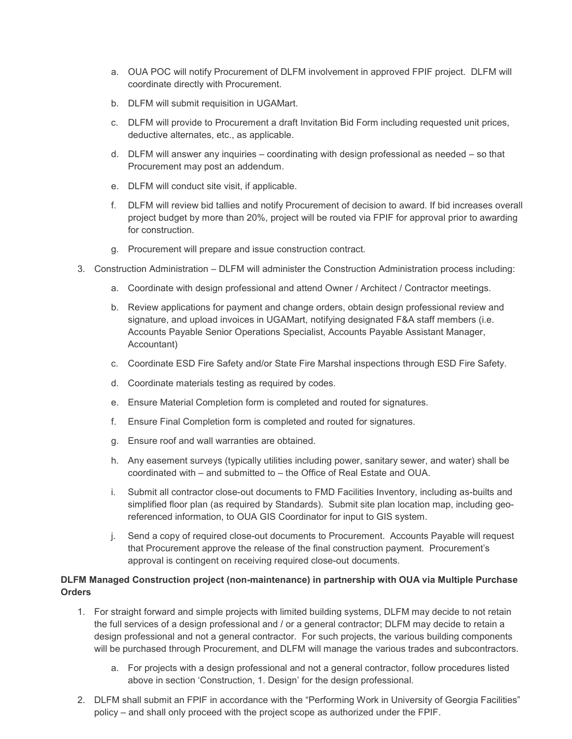a. OUA POC will notify Procurement of DLFM involvement in approved FPIF project. DLFM will coordinate directly with Procurement.

b. DLFM will submit requisition in UGAMart.

c. DLFM will provide to Procurement a draft Invitation Bid Form including requested unit prices, deductive alternates, etc., as applicable.

d. DLFM will answer any inquiries – coordinating with design professional as needed – so that Procurement may post an addendum.

e. DLFM will conduct site visit, if applicable.

f. DLFM will review bid tallies and notify Procurement of decision to award. If bid increases overall project budget by more than 20%, project will be routed via FPIF for approval prior to awarding for construction.

g. Procurement will prepare and issue construction contract.

3. Construction Administration – DLFM will administer the Construction Administration process including:

   a. Coordinate with design professional and attend Owner / Architect / Contractor meetings.

   b. Review applications for payment and change orders, obtain design professional review and signature, and upload invoices in UGAMart, notifying designated F&A staff members (i.e. Accounts Payable Senior Operations Specialist, Accounts Payable Assistant Manager, Accountant)

   c. Coordinate ESD Fire Safety and/or State Fire Marshal inspections through ESD Fire Safety.

   d. Coordinate materials testing as required by codes.

   e. Ensure Material Completion form is completed and routed for signatures.

   f. Ensure Final Completion form is completed and routed for signatures.

   g. Ensure roof and wall warranties are obtained.

   h. Any easement surveys (typically utilities including power, sanitary sewer, and water) shall be coordinated with – and submitted to – the Office of Real Estate and OUA.

   i. Submit all contractor close-out documents to FMD Facilities Inventory, including as-builts and simplified floor plan (as required by Standards). Submit site plan location map, including geo-referenced information, to OUA GIS Coordinator for input to GIS system.

   j. Send a copy of required close-out documents to Procurement. Accounts Payable will request that Procurement approve the release of the final construction payment. Procurement's approval is contingent on receiving required close-out documents.

**DLFM Managed Construction project (non-maintenance) in partnership with OUA via Multiple Purchase Orders**

1. For straight forward and simple projects with limited building systems, DLFM may decide to not retain the full services of a design professional and / or a general contractor; DLFM may decide to retain a design professional and not a general contractor. For such projects, the various building components will be purchased through Procurement, and DLFM will manage the various trades and subcontractors.

   a. For projects with a design professional and not a general contractor, follow procedures listed above in section 'Construction, 1. Design' for the design professional.

2. DLFM shall submit an FPIF in accordance with the "Performing Work in University of Georgia Facilities" policy – and shall only proceed with the project scope as authorized under the FPIF.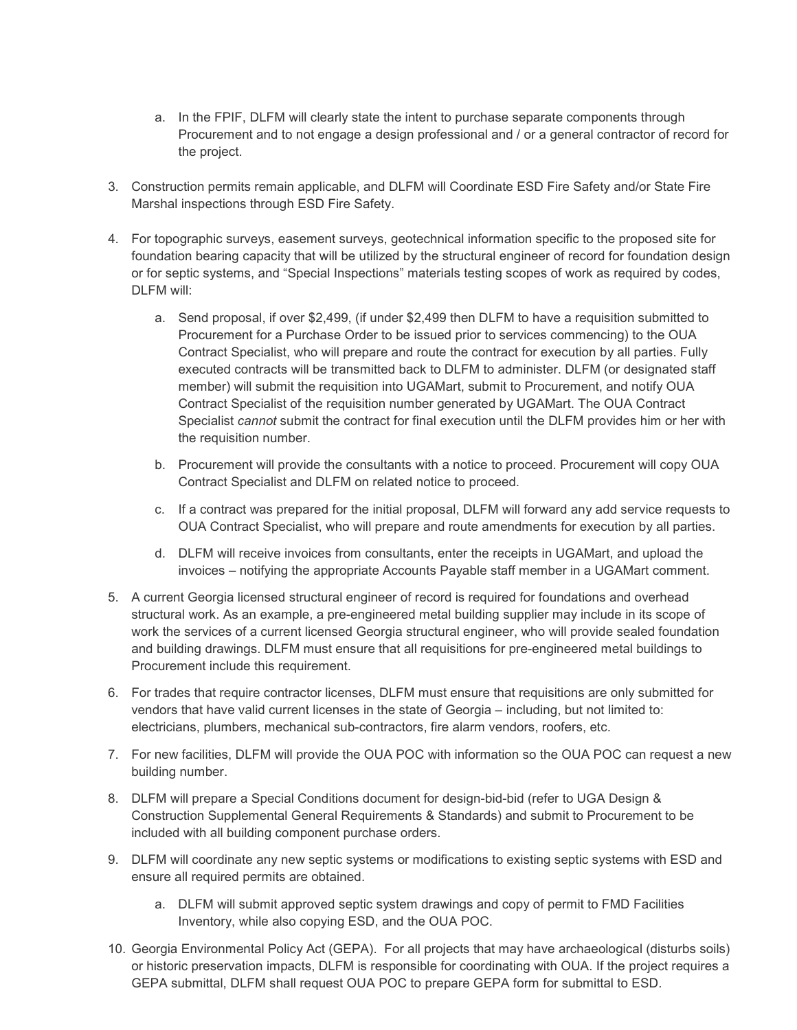a. In the FPIF, DLFM will clearly state the intent to purchase separate components through Procurement and to not engage a design professional and / or a general contractor of record for the project.

3. Construction permits remain applicable, and DLFM will Coordinate ESD Fire Safety and/or State Fire Marshal inspections through ESD Fire Safety.

4. For topographic surveys, easement surveys, geotechnical information specific to the proposed site for foundation bearing capacity that will be utilized by the structural engineer of record for foundation design or for septic systems, and "Special Inspections" materials testing scopes of work as required by codes, DLFM will:

   a. Send proposal, if over $2,499, (if under $2,499 then DLFM to have a requisition submitted to Procurement for a Purchase Order to be issued prior to services commencing) to the OUA Contract Specialist, who will prepare and route the contract for execution by all parties. Fully executed contracts will be transmitted back to DLFM to administer. DLFM (or designated staff member) will submit the requisition into UGAMart, submit to Procurement, and notify OUA Contract Specialist of the requisition number generated by UGAMart. The OUA Contract Specialist *cannot* submit the contract for final execution until the DLFM provides him or her with the requisition number.

   b. Procurement will provide the consultants with a notice to proceed. Procurement will copy OUA Contract Specialist and DLFM on related notice to proceed.

   c. If a contract was prepared for the initial proposal, DLFM will forward any add service requests to OUA Contract Specialist, who will prepare and route amendments for execution by all parties.

   d. DLFM will receive invoices from consultants, enter the receipts in UGAMart, and upload the invoices – notifying the appropriate Accounts Payable staff member in a UGAMart comment.

5. A current Georgia licensed structural engineer of record is required for foundations and overhead structural work. As an example, a pre-engineered metal building supplier may include in its scope of work the services of a current licensed Georgia structural engineer, who will provide sealed foundation and building drawings. DLFM must ensure that all requisitions for pre-engineered metal buildings to Procurement include this requirement.

6. For trades that require contractor licenses, DLFM must ensure that requisitions are only submitted for vendors that have valid current licenses in the state of Georgia – including, but not limited to: electricians, plumbers, mechanical sub-contractors, fire alarm vendors, roofers, etc.

7. For new facilities, DLFM will provide the OUA POC with information so the OUA POC can request a new building number.

8. DLFM will prepare a Special Conditions document for design-bid-bid (refer to UGA Design & Construction Supplemental General Requirements & Standards) and submit to Procurement to be included with all building component purchase orders.

9. DLFM will coordinate any new septic systems or modifications to existing septic systems with ESD and ensure all required permits are obtained.

   a. DLFM will submit approved septic system drawings and copy of permit to FMD Facilities Inventory, while also copying ESD, and the OUA POC.

10. Georgia Environmental Policy Act (GEPA). For all projects that may have archaeological (disturbs soils) or historic preservation impacts, DLFM is responsible for coordinating with OUA. If the project requires a GEPA submittal, DLFM shall request OUA POC to prepare GEPA form for submittal to ESD.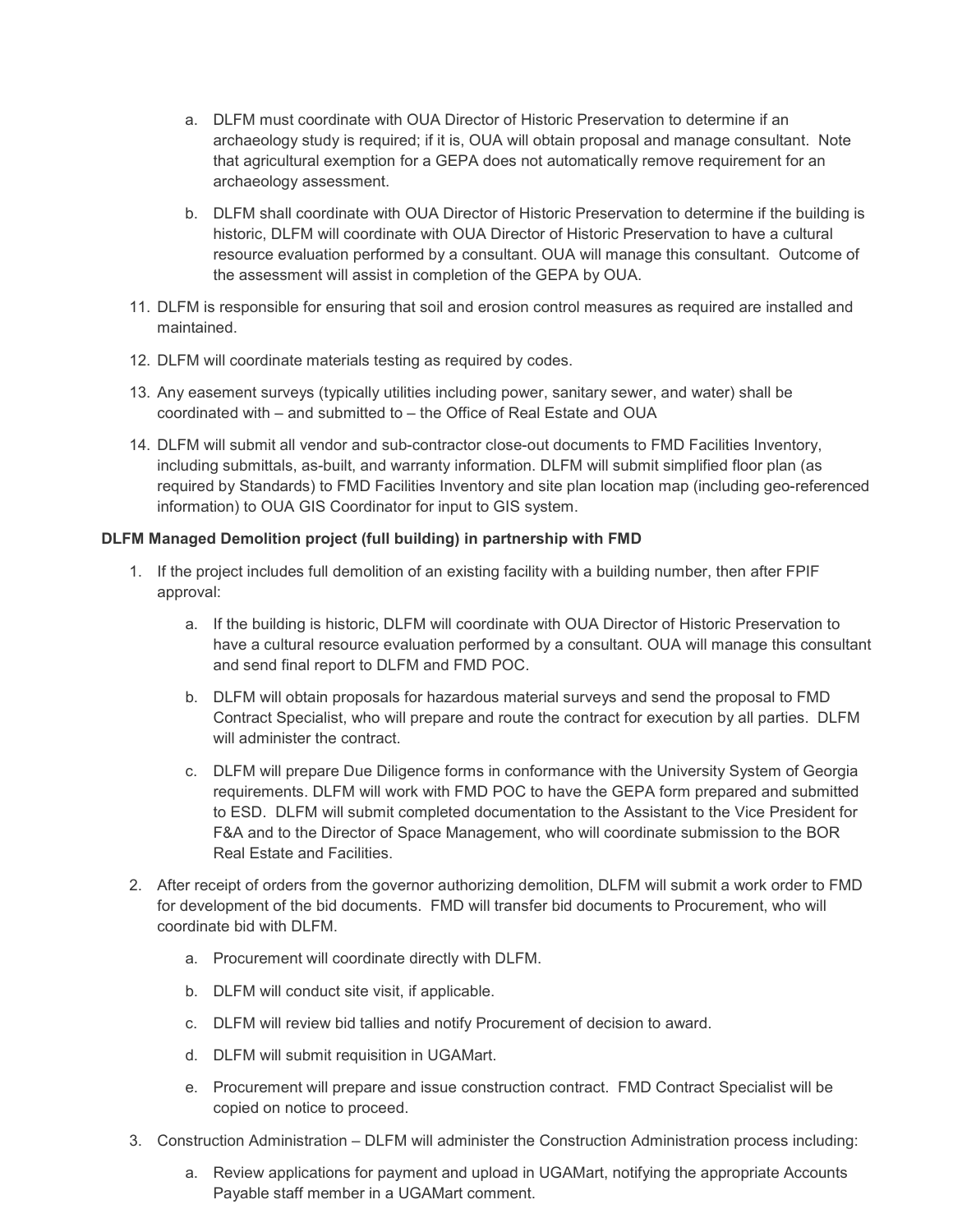a. DLFM must coordinate with OUA Director of Historic Preservation to determine if an archaeology study is required; if it is, OUA will obtain proposal and manage consultant. Note that agricultural exemption for a GEPA does not automatically remove requirement for an archaeology assessment.

   b. DLFM shall coordinate with OUA Director of Historic Preservation to determine if the building is historic, DLFM will coordinate with OUA Director of Historic Preservation to have a cultural resource evaluation performed by a consultant. OUA will manage this consultant. Outcome of the assessment will assist in completion of the GEPA by OUA.

11. DLFM is responsible for ensuring that soil and erosion control measures as required are installed and maintained.

12. DLFM will coordinate materials testing as required by codes.

13. Any easement surveys (typically utilities including power, sanitary sewer, and water) shall be coordinated with – and submitted to – the Office of Real Estate and OUA

14. DLFM will submit all vendor and sub-contractor close-out documents to FMD Facilities Inventory, including submittals, as-built, and warranty information. DLFM will submit simplified floor plan (as required by Standards) to FMD Facilities Inventory and site plan location map (including geo-referenced information) to OUA GIS Coordinator for input to GIS system.

**DLFM Managed Demolition project (full building) in partnership with FMD**

1. If the project includes full demolition of an existing facility with a building number, then after FPIF approval:

   a. If the building is historic, DLFM will coordinate with OUA Director of Historic Preservation to have a cultural resource evaluation performed by a consultant. OUA will manage this consultant and send final report to DLFM and FMD POC.

   b. DLFM will obtain proposals for hazardous material surveys and send the proposal to FMD Contract Specialist, who will prepare and route the contract for execution by all parties. DLFM will administer the contract.

   c. DLFM will prepare Due Diligence forms in conformance with the University System of Georgia requirements. DLFM will work with FMD POC to have the GEPA form prepared and submitted to ESD. DLFM will submit completed documentation to the Assistant to the Vice President for F&A and to the Director of Space Management, who will coordinate submission to the BOR Real Estate and Facilities.

2. After receipt of orders from the governor authorizing demolition, DLFM will submit a work order to FMD for development of the bid documents. FMD will transfer bid documents to Procurement, who will coordinate bid with DLFM.

   a. Procurement will coordinate directly with DLFM.

   b. DLFM will conduct site visit, if applicable.

   c. DLFM will review bid tallies and notify Procurement of decision to award.

   d. DLFM will submit requisition in UGAMart.

   e. Procurement will prepare and issue construction contract. FMD Contract Specialist will be copied on notice to proceed.

3. Construction Administration – DLFM will administer the Construction Administration process including:

   a. Review applications for payment and upload in UGAMart, notifying the appropriate Accounts Payable staff member in a UGAMart comment.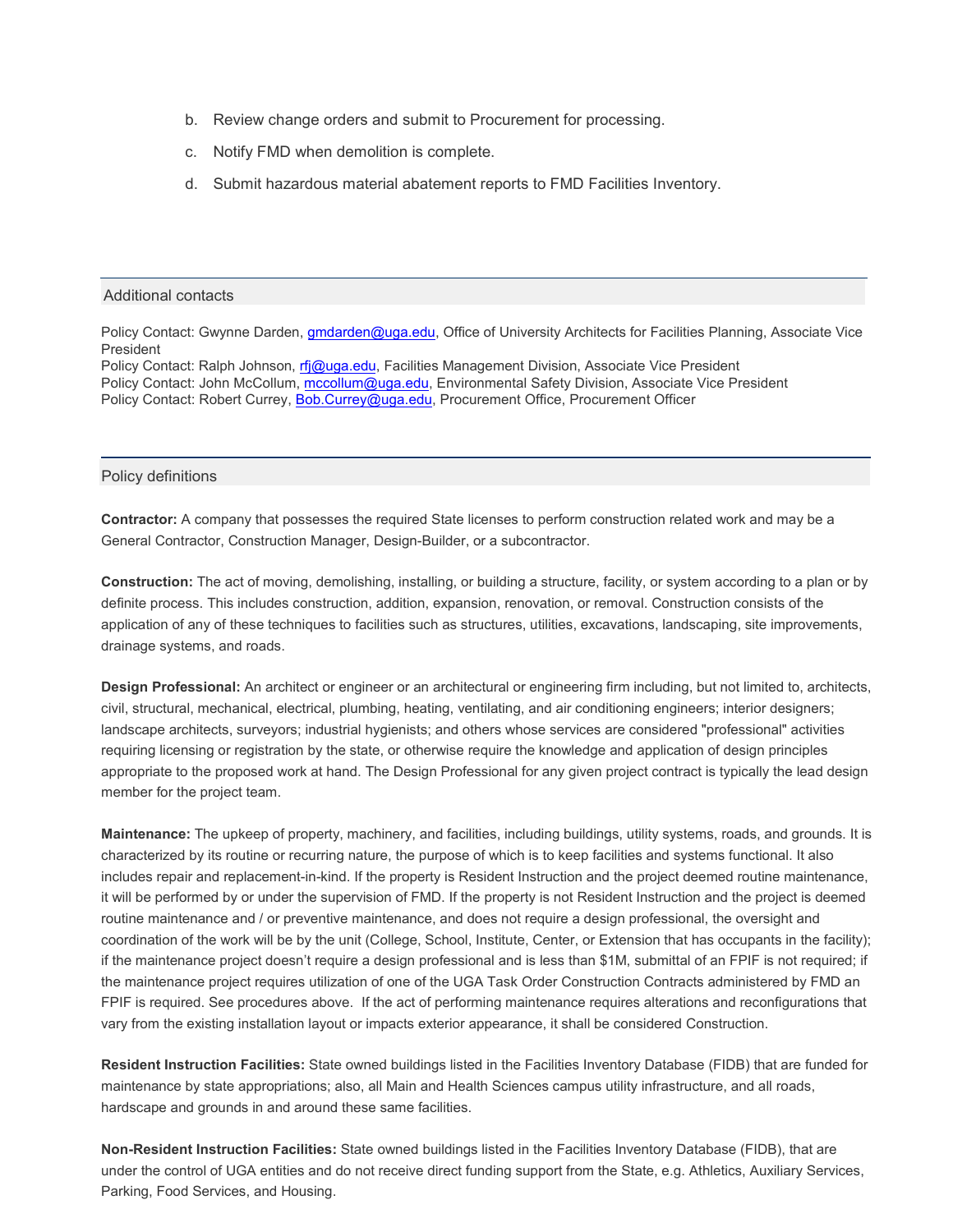b. Review change orders and submit to Procurement for processing.

c. Notify FMD when demolition is complete.

d. Submit hazardous material abatement reports to FMD Facilities Inventory.

## Additional contacts

Policy Contact: Gwynne Darden, gmdarden@uga.edu, Office of University Architects for Facilities Planning, Associate Vice President
Policy Contact: Ralph Johnson, rfj@uga.edu, Facilities Management Division, Associate Vice President
Policy Contact: John McCollum, mccollum@uga.edu, Environmental Safety Division, Associate Vice President
Policy Contact: Robert Currey, Bob.Currey@uga.edu, Procurement Office, Procurement Officer

## Policy definitions

**Contractor:** A company that possesses the required State licenses to perform construction related work and may be a General Contractor, Construction Manager, Design-Builder, or a subcontractor.

**Construction:** The act of moving, demolishing, installing, or building a structure, facility, or system according to a plan or by definite process. This includes construction, addition, expansion, renovation, or removal. Construction consists of the application of any of these techniques to facilities such as structures, utilities, excavations, landscaping, site improvements, drainage systems, and roads.

**Design Professional:** An architect or engineer or an architectural or engineering firm including, but not limited to, architects, civil, structural, mechanical, electrical, plumbing, heating, ventilating, and air conditioning engineers; interior designers; landscape architects, surveyors; industrial hygienists; and others whose services are considered "professional" activities requiring licensing or registration by the state, or otherwise require the knowledge and application of design principles appropriate to the proposed work at hand. The Design Professional for any given project contract is typically the lead design member for the project team.

**Maintenance:** The upkeep of property, machinery, and facilities, including buildings, utility systems, roads, and grounds. It is characterized by its routine or recurring nature, the purpose of which is to keep facilities and systems functional. It also includes repair and replacement-in-kind. If the property is Resident Instruction and the project deemed routine maintenance, it will be performed by or under the supervision of FMD. If the property is not Resident Instruction and the project is deemed routine maintenance and / or preventive maintenance, and does not require a design professional, the oversight and coordination of the work will be by the unit (College, School, Institute, Center, or Extension that has occupants in the facility); if the maintenance project doesn't require a design professional and is less than $1M, submittal of an FPIF is not required; if the maintenance project requires utilization of one of the UGA Task Order Construction Contracts administered by FMD an FPIF is required. See procedures above. If the act of performing maintenance requires alterations and reconfigurations that vary from the existing installation layout or impacts exterior appearance, it shall be considered Construction.

**Resident Instruction Facilities:** State owned buildings listed in the Facilities Inventory Database (FIDB) that are funded for maintenance by state appropriations; also, all Main and Health Sciences campus utility infrastructure, and all roads, hardscape and grounds in and around these same facilities.

**Non-Resident Instruction Facilities:** State owned buildings listed in the Facilities Inventory Database (FIDB), that are under the control of UGA entities and do not receive direct funding support from the State, e.g. Athletics, Auxiliary Services, Parking, Food Services, and Housing.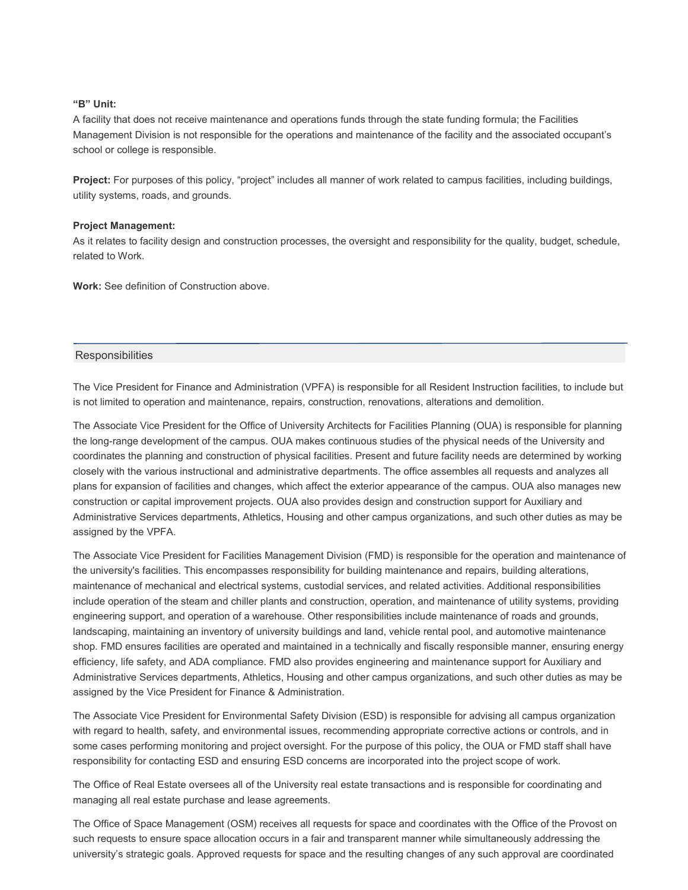**“B” Unit:**
A facility that does not receive maintenance and operations funds through the state funding formula; the Facilities Management Division is not responsible for the operations and maintenance of the facility and the associated occupant’s school or college is responsible.

**Project:** For purposes of this policy, “project” includes all manner of work related to campus facilities, including buildings, utility systems, roads, and grounds.

**Project Management:**
As it relates to facility design and construction processes, the oversight and responsibility for the quality, budget, schedule, related to Work.

**Work:** See definition of Construction above.

## Responsibilities

The Vice President for Finance and Administration (VPFA) is responsible for all Resident Instruction facilities, to include but is not limited to operation and maintenance, repairs, construction, renovations, alterations and demolition.

The Associate Vice President for the Office of University Architects for Facilities Planning (OUA) is responsible for planning the long-range development of the campus. OUA makes continuous studies of the physical needs of the University and coordinates the planning and construction of physical facilities. Present and future facility needs are determined by working closely with the various instructional and administrative departments. The office assembles all requests and analyzes all plans for expansion of facilities and changes, which affect the exterior appearance of the campus. OUA also manages new construction or capital improvement projects. OUA also provides design and construction support for Auxiliary and Administrative Services departments, Athletics, Housing and other campus organizations, and such other duties as may be assigned by the VPFA.

The Associate Vice President for Facilities Management Division (FMD) is responsible for the operation and maintenance of the university's facilities. This encompasses responsibility for building maintenance and repairs, building alterations, maintenance of mechanical and electrical systems, custodial services, and related activities. Additional responsibilities include operation of the steam and chiller plants and construction, operation, and maintenance of utility systems, providing engineering support, and operation of a warehouse. Other responsibilities include maintenance of roads and grounds, landscaping, maintaining an inventory of university buildings and land, vehicle rental pool, and automotive maintenance shop. FMD ensures facilities are operated and maintained in a technically and fiscally responsible manner, ensuring energy efficiency, life safety, and ADA compliance. FMD also provides engineering and maintenance support for Auxiliary and Administrative Services departments, Athletics, Housing and other campus organizations, and such other duties as may be assigned by the Vice President for Finance & Administration.

The Associate Vice President for Environmental Safety Division (ESD) is responsible for advising all campus organization with regard to health, safety, and environmental issues, recommending appropriate corrective actions or controls, and in some cases performing monitoring and project oversight. For the purpose of this policy, the OUA or FMD staff shall have responsibility for contacting ESD and ensuring ESD concerns are incorporated into the project scope of work.

The Office of Real Estate oversees all of the University real estate transactions and is responsible for coordinating and managing all real estate purchase and lease agreements.

The Office of Space Management (OSM) receives all requests for space and coordinates with the Office of the Provost on such requests to ensure space allocation occurs in a fair and transparent manner while simultaneously addressing the university’s strategic goals. Approved requests for space and the resulting changes of any such approval are coordinated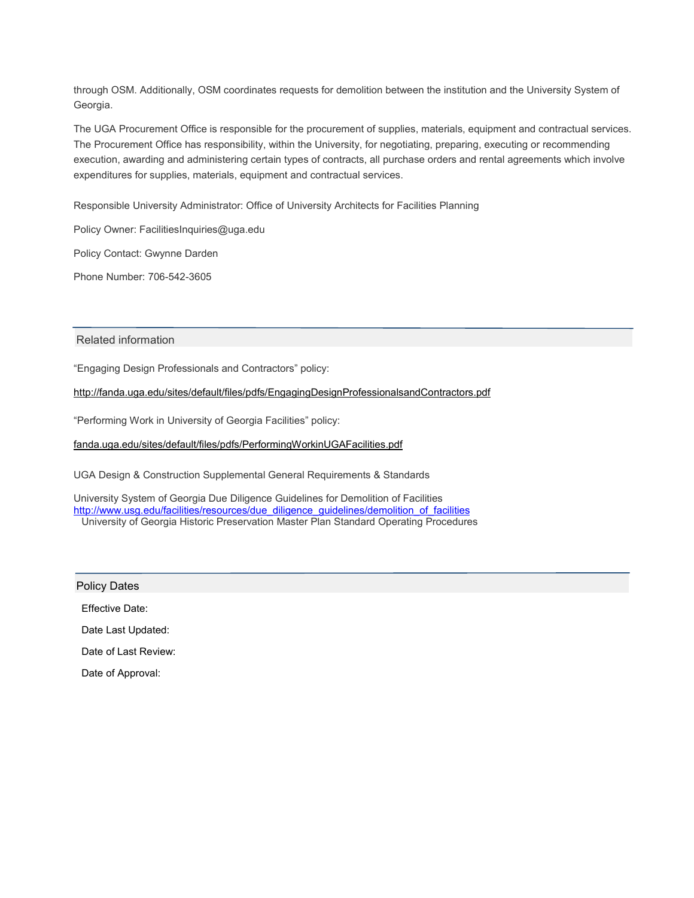through OSM. Additionally, OSM coordinates requests for demolition between the institution and the University System of Georgia.

The UGA Procurement Office is responsible for the procurement of supplies, materials, equipment and contractual services. The Procurement Office has responsibility, within the University, for negotiating, preparing, executing or recommending execution, awarding and administering certain types of contracts, all purchase orders and rental agreements which involve expenditures for supplies, materials, equipment and contractual services.

Responsible University Administrator: Office of University Architects for Facilities Planning

Policy Owner: FacilitiesInquiries@uga.edu

Policy Contact: Gwynne Darden

Phone Number: 706-542-3605

## Related information

"Engaging Design Professionals and Contractors" policy:

http://fanda.uga.edu/sites/default/files/pdfs/EngagingDesignProfessionalsandContractors.pdf

"Performing Work in University of Georgia Facilities" policy:

fanda.uga.edu/sites/default/files/pdfs/PerformingWorkinUGAFacilities.pdf

UGA Design & Construction Supplemental General Requirements & Standards

University System of Georgia Due Diligence Guidelines for Demolition of Facilities
http://www.usg.edu/facilities/resources/due_diligence_guidelines/demolition_of_facilities
University of Georgia Historic Preservation Master Plan Standard Operating Procedures

## Policy Dates

Effective Date:

Date Last Updated:

Date of Last Review:

Date of Approval: